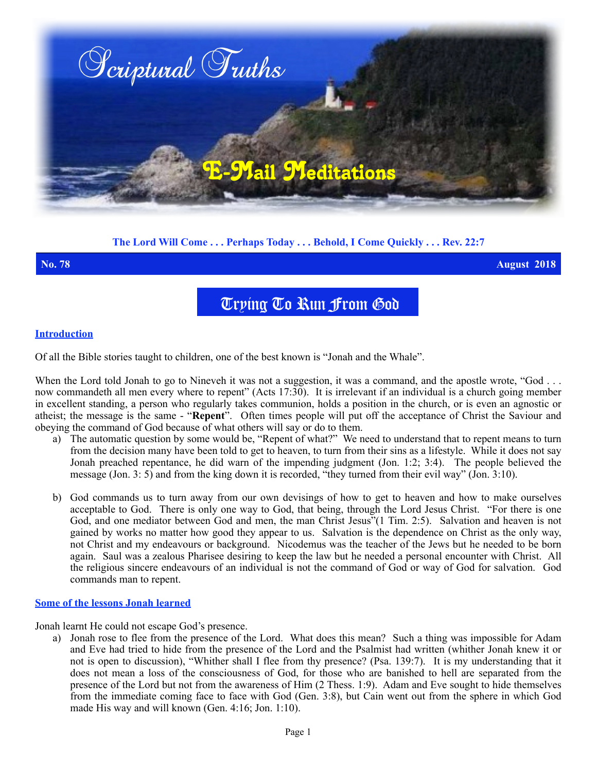# Scriptural Truths

## E-Mail Meditations

**The Lord Will Come . . . Perhaps Today . . . Behold, I Come Quickly . . . Rev. 22:7**

**No. 78** **August 2018**

# Trying To Run From God

### Introduction

Of all the Bible stories taught to children, one of the best known is "Jonah and the Whale".

When the Lord told Jonah to go to Nineveh it was not a suggestion, it was a command, and the apostle wrote, "God . . . now commandeth all men every where to repent" (Acts 17:30). It is irrelevant if an individual is a church going member in excellent standing, a person who regularly takes communion, holds a position in the church, or is even an agnostic or atheist; the message is the same - "**Repent**". Often times people will put off the acceptance of Christ the Saviour and obeying the command of God because of what others will say or do to them.

a) The automatic question by some would be, "Repent of what?" We need to understand that to repent means to turn from the decision many have been told to get to heaven, to turn from their sins as a lifestyle. While it does not say Jonah preached repentance, he did warn of the impending judgment (Jon. 1:2; 3:4). The people believed the message (Jon. 3: 5) and from the king down it is recorded, "they turned from their evil way" (Jon. 3:10).

b) God commands us to turn away from our own devisings of how to get to heaven and how to make ourselves acceptable to God. There is only one way to God, that being, through the Lord Jesus Christ. "For there is one God, and one mediator between God and men, the man Christ Jesus"(1 Tim. 2:5). Salvation and heaven is not gained by works no matter how good they appear to us. Salvation is the dependence on Christ as the only way, not Christ and my endeavours or background. Nicodemus was the teacher of the Jews but he needed to be born again. Saul was a zealous Pharisee desiring to keep the law but he needed a personal encounter with Christ. All the religious sincere endeavours of an individual is not the command of God or way of God for salvation. God commands man to repent.

### Some of the lessons Jonah learned

Jonah learnt He could not escape God's presence.

a) Jonah rose to flee from the presence of the Lord. What does this mean? Such a thing was impossible for Adam and Eve had tried to hide from the presence of the Lord and the Psalmist had written (whither Jonah knew it or not is open to discussion), "Whither shall I flee from thy presence? (Psa. 139:7). It is my understanding that it does not mean a loss of the consciousness of God, for those who are banished to hell are separated from the presence of the Lord but not from the awareness of Him (2 Thess. 1:9). Adam and Eve sought to hide themselves from the immediate coming face to face with God (Gen. 3:8), but Cain went out from the sphere in which God made His way and will known (Gen. 4:16; Jon. 1:10).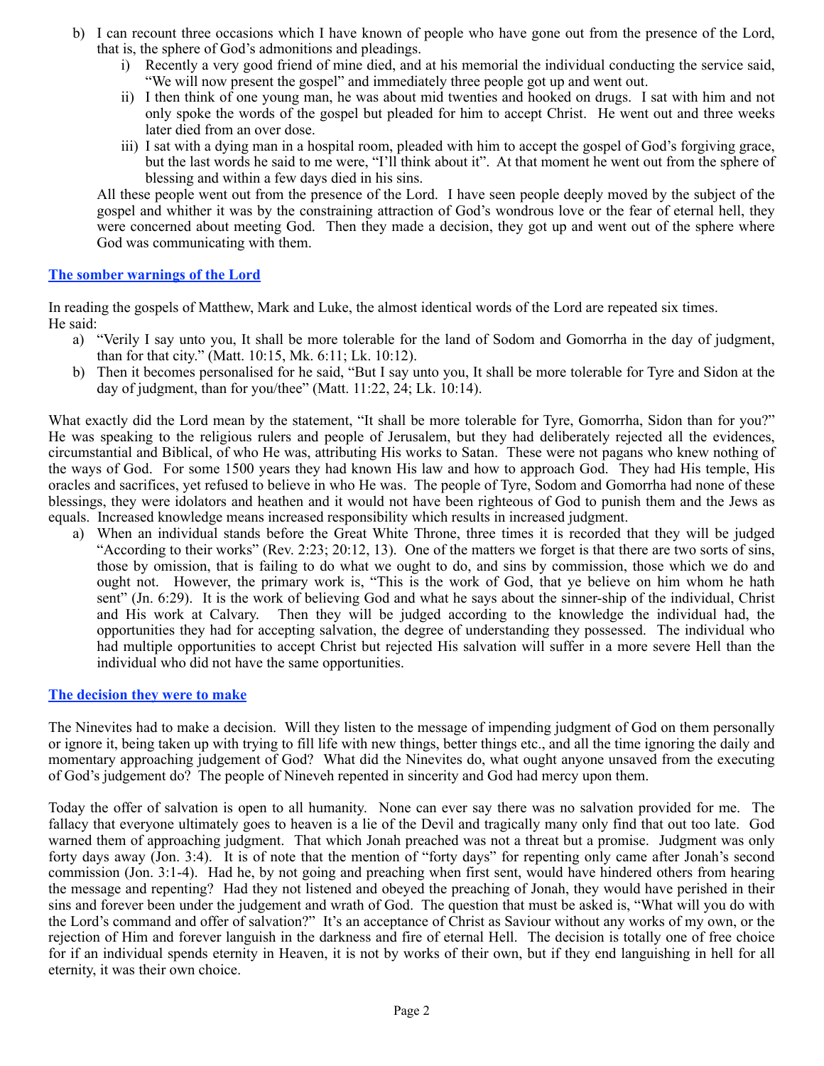b) I can recount three occasions which I have known of people who have gone out from the presence of the Lord, that is, the sphere of God's admonitions and pleadings.
   i) Recently a very good friend of mine died, and at his memorial the individual conducting the service said, "We will now present the gospel" and immediately three people got up and went out.
   ii) I then think of one young man, he was about mid twenties and hooked on drugs. I sat with him and not only spoke the words of the gospel but pleaded for him to accept Christ. He went out and three weeks later died from an over dose.
   iii) I sat with a dying man in a hospital room, pleaded with him to accept the gospel of God's forgiving grace, but the last words he said to me were, "I'll think about it". At that moment he went out from the sphere of blessing and within a few days died in his sins.

   All these people went out from the presence of the Lord. I have seen people deeply moved by the subject of the gospel and whither it was by the constraining attraction of God's wondrous love or the fear of eternal hell, they were concerned about meeting God. Then they made a decision, they got up and went out of the sphere where God was communicating with them.

### The somber warnings of the Lord

In reading the gospels of Matthew, Mark and Luke, the almost identical words of the Lord are repeated six times. He said:

a) "Verily I say unto you, It shall be more tolerable for the land of Sodom and Gomorrha in the day of judgment, than for that city." (Matt. 10:15, Mk. 6:11; Lk. 10:12).
b) Then it becomes personalised for he said, "But I say unto you, It shall be more tolerable for Tyre and Sidon at the day of judgment, than for you/thee" (Matt. 11:22, 24; Lk. 10:14).

What exactly did the Lord mean by the statement, "It shall be more tolerable for Tyre, Gomorrha, Sidon than for you?" He was speaking to the religious rulers and people of Jerusalem, but they had deliberately rejected all the evidences, circumstantial and Biblical, of who He was, attributing His works to Satan. These were not pagans who knew nothing of the ways of God. For some 1500 years they had known His law and how to approach God. They had His temple, His oracles and sacrifices, yet refused to believe in who He was. The people of Tyre, Sodom and Gomorrha had none of these blessings, they were idolators and heathen and it would not have been righteous of God to punish them and the Jews as equals. Increased knowledge means increased responsibility which results in increased judgment.

a) When an individual stands before the Great White Throne, three times it is recorded that they will be judged "According to their works" (Rev. 2:23; 20:12, 13). One of the matters we forget is that there are two sorts of sins, those by omission, that is failing to do what we ought to do, and sins by commission, those which we do and ought not. However, the primary work is, "This is the work of God, that ye believe on him whom he hath sent" (Jn. 6:29). It is the work of believing God and what he says about the sinner-ship of the individual, Christ and His work at Calvary. Then they will be judged according to the knowledge the individual had, the opportunities they had for accepting salvation, the degree of understanding they possessed. The individual who had multiple opportunities to accept Christ but rejected His salvation will suffer in a more severe Hell than the individual who did not have the same opportunities.

### The decision they were to make

The Ninevites had to make a decision. Will they listen to the message of impending judgment of God on them personally or ignore it, being taken up with trying to fill life with new things, better things etc., and all the time ignoring the daily and momentary approaching judgement of God? What did the Ninevites do, what ought anyone unsaved from the executing of God's judgement do? The people of Nineveh repented in sincerity and God had mercy upon them.

Today the offer of salvation is open to all humanity. None can ever say there was no salvation provided for me. The fallacy that everyone ultimately goes to heaven is a lie of the Devil and tragically many only find that out too late. God warned them of approaching judgment. That which Jonah preached was not a threat but a promise. Judgment was only forty days away (Jon. 3:4). It is of note that the mention of "forty days" for repenting only came after Jonah's second commission (Jon. 3:1-4). Had he, by not going and preaching when first sent, would have hindered others from hearing the message and repenting? Had they not listened and obeyed the preaching of Jonah, they would have perished in their sins and forever been under the judgement and wrath of God. The question that must be asked is, "What will you do with the Lord's command and offer of salvation?" It's an acceptance of Christ as Saviour without any works of my own, or the rejection of Him and forever languish in the darkness and fire of eternal Hell. The decision is totally one of free choice for if an individual spends eternity in Heaven, it is not by works of their own, but if they end languishing in hell for all eternity, it was their own choice.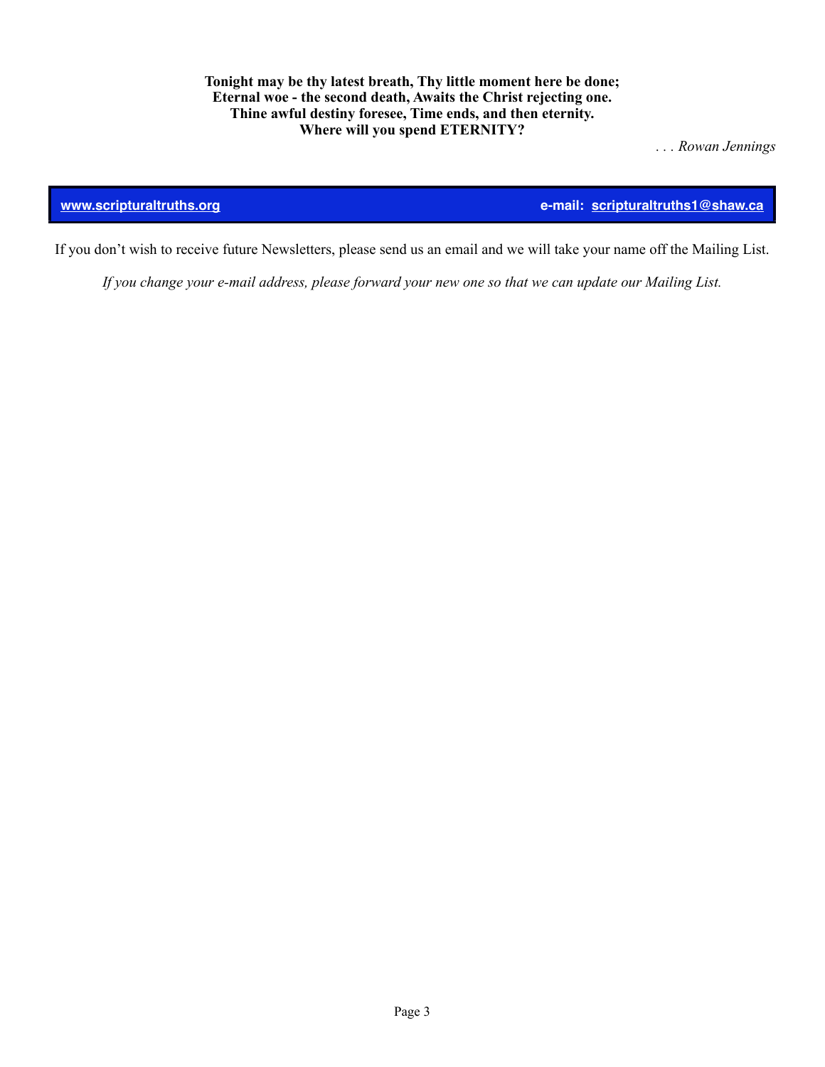**Tonight may be thy latest breath, Thy little moment here be done;**
**Eternal woe - the second death, Awaits the Christ rejecting one.**
**Thine awful destiny foresee, Time ends, and then eternity.**
**Where will you spend ETERNITY?**

*. . . Rowan Jennings*

**www.scripturaltruths.org** **e-mail: scripturaltruths1@shaw.ca**

If you don't wish to receive future Newsletters, please send us an email and we will take your name off the Mailing List.

*If you change your e-mail address, please forward your new one so that we can update our Mailing List.*